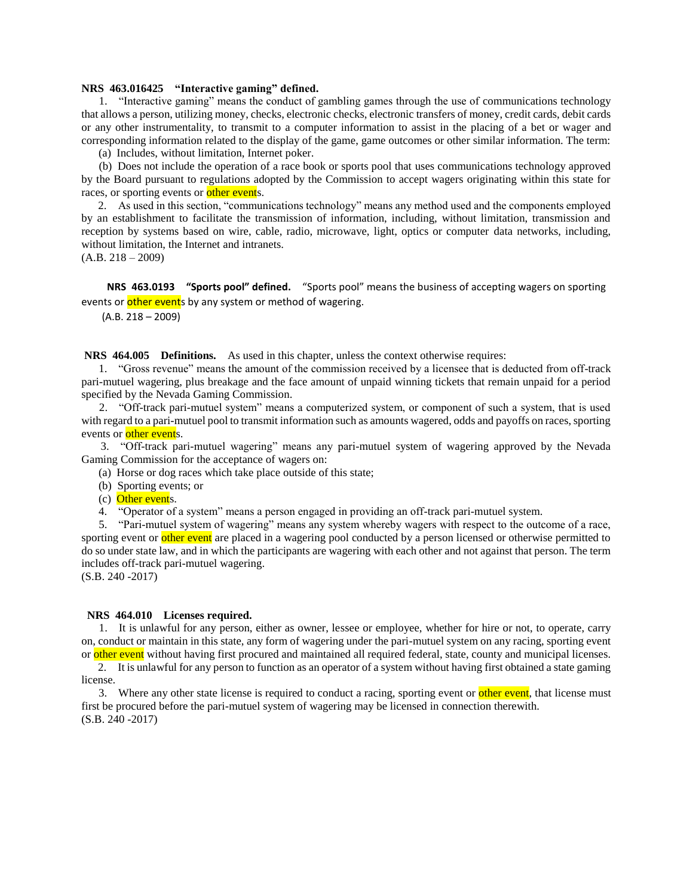**NRS 463.016425 "Interactive gaming" defined.**

1. "Interactive gaming" means the conduct of gambling games through the use of communications technology that allows a person, utilizing money, checks, electronic checks, electronic transfers of money, credit cards, debit cards or any other instrumentality, to transmit to a computer information to assist in the placing of a bet or wager and corresponding information related to the display of the game, game outcomes or other similar information. The term:

(a) Includes, without limitation, Internet poker.

(b) Does not include the operation of a race book or sports pool that uses communications technology approved by the Board pursuant to regulations adopted by the Commission to accept wagers originating within this state for races, or sporting events or other events.

2. As used in this section, "communications technology" means any method used and the components employed by an establishment to facilitate the transmission of information, including, without limitation, transmission and reception by systems based on wire, cable, radio, microwave, light, optics or computer data networks, including, without limitation, the Internet and intranets.

(A.B. 218 – 2009)

**NRS 463.0193 "Sports pool" defined.** "Sports pool" means the business of accepting wagers on sporting events or other events by any system or method of wagering.

(A.B. 218 – 2009)

**NRS 464.005 Definitions.** As used in this chapter, unless the context otherwise requires:

1. "Gross revenue" means the amount of the commission received by a licensee that is deducted from off-track pari-mutuel wagering, plus breakage and the face amount of unpaid winning tickets that remain unpaid for a period specified by the Nevada Gaming Commission.

2. "Off-track pari-mutuel system" means a computerized system, or component of such a system, that is used with regard to a pari-mutuel pool to transmit information such as amounts wagered, odds and payoffs on races, sporting events or other events.

3. "Off-track pari-mutuel wagering" means any pari-mutuel system of wagering approved by the Nevada Gaming Commission for the acceptance of wagers on:

(a) Horse or dog races which take place outside of this state;

(b) Sporting events; or

(c) Other events.

4. "Operator of a system" means a person engaged in providing an off-track pari-mutuel system.

5. "Pari-mutuel system of wagering" means any system whereby wagers with respect to the outcome of a race, sporting event or other event are placed in a wagering pool conducted by a person licensed or otherwise permitted to do so under state law, and in which the participants are wagering with each other and not against that person. The term includes off-track pari-mutuel wagering.

(S.B. 240 -2017)

**NRS 464.010 Licenses required.**

1. It is unlawful for any person, either as owner, lessee or employee, whether for hire or not, to operate, carry on, conduct or maintain in this state, any form of wagering under the pari-mutuel system on any racing, sporting event or other event without having first procured and maintained all required federal, state, county and municipal licenses.

2. It is unlawful for any person to function as an operator of a system without having first obtained a state gaming license.

3. Where any other state license is required to conduct a racing, sporting event or other event, that license must first be procured before the pari-mutuel system of wagering may be licensed in connection therewith.

(S.B. 240 -2017)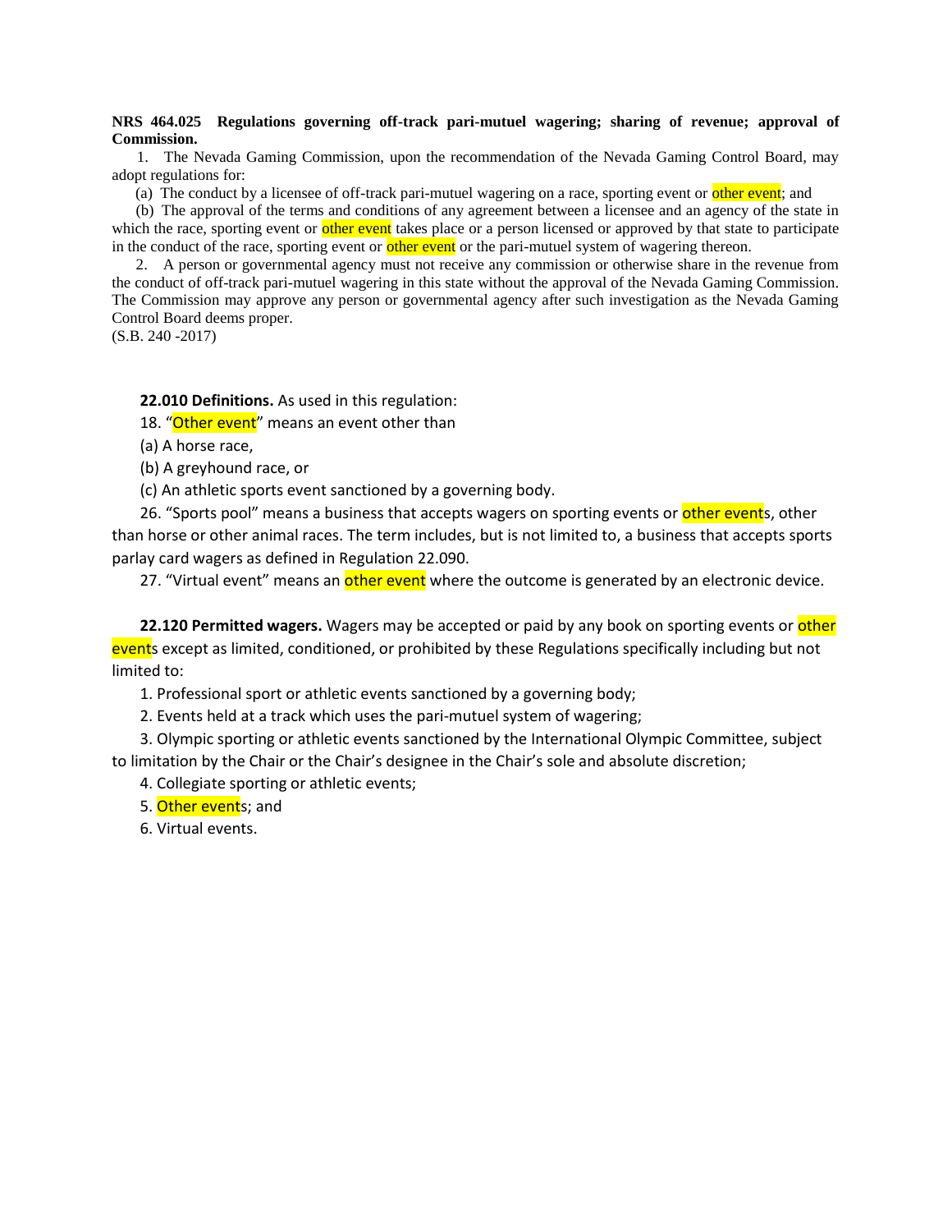**NRS 464.025 Regulations governing off-track pari-mutuel wagering; sharing of revenue; approval of Commission.**

1. The Nevada Gaming Commission, upon the recommendation of the Nevada Gaming Control Board, may adopt regulations for:

(a) The conduct by a licensee of off-track pari-mutuel wagering on a race, sporting event or other event; and

(b) The approval of the terms and conditions of any agreement between a licensee and an agency of the state in which the race, sporting event or other event takes place or a person licensed or approved by that state to participate in the conduct of the race, sporting event or other event or the pari-mutuel system of wagering thereon.

2. A person or governmental agency must not receive any commission or otherwise share in the revenue from the conduct of off-track pari-mutuel wagering in this state without the approval of the Nevada Gaming Commission. The Commission may approve any person or governmental agency after such investigation as the Nevada Gaming Control Board deems proper.

(S.B. 240 -2017)

**22.010 Definitions.** As used in this regulation:

18. "Other event" means an event other than

(a) A horse race,

(b) A greyhound race, or

(c) An athletic sports event sanctioned by a governing body.

26. "Sports pool" means a business that accepts wagers on sporting events or other events, other than horse or other animal races. The term includes, but is not limited to, a business that accepts sports parlay card wagers as defined in Regulation 22.090.

27. "Virtual event" means an other event where the outcome is generated by an electronic device.

**22.120 Permitted wagers.** Wagers may be accepted or paid by any book on sporting events or other events except as limited, conditioned, or prohibited by these Regulations specifically including but not limited to:

1. Professional sport or athletic events sanctioned by a governing body;
2. Events held at a track which uses the pari-mutuel system of wagering;
3. Olympic sporting or athletic events sanctioned by the International Olympic Committee, subject to limitation by the Chair or the Chair's designee in the Chair's sole and absolute discretion;
4. Collegiate sporting or athletic events;
5. Other events; and
6. Virtual events.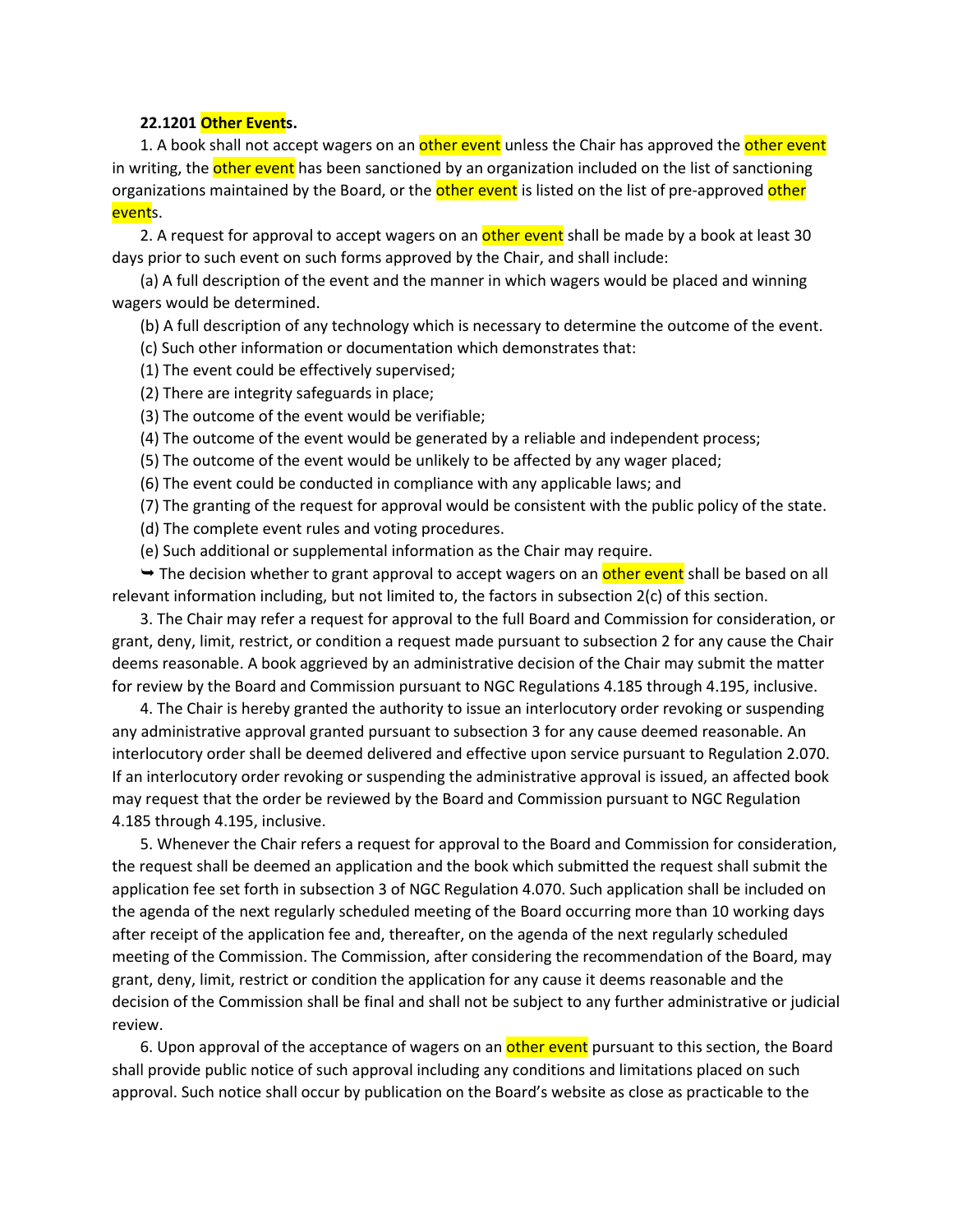**22.1201 Other Events.**

1. A book shall not accept wagers on an other event unless the Chair has approved the other event in writing, the other event has been sanctioned by an organization included on the list of sanctioning organizations maintained by the Board, or the other event is listed on the list of pre-approved other events.

2. A request for approval to accept wagers on an other event shall be made by a book at least 30 days prior to such event on such forms approved by the Chair, and shall include:

(a) A full description of the event and the manner in which wagers would be placed and winning wagers would be determined.

(b) A full description of any technology which is necessary to determine the outcome of the event.

(c) Such other information or documentation which demonstrates that:

(1) The event could be effectively supervised;

(2) There are integrity safeguards in place;

(3) The outcome of the event would be verifiable;

(4) The outcome of the event would be generated by a reliable and independent process;

(5) The outcome of the event would be unlikely to be affected by any wager placed;

(6) The event could be conducted in compliance with any applicable laws; and

(7) The granting of the request for approval would be consistent with the public policy of the state.

(d) The complete event rules and voting procedures.

(e) Such additional or supplemental information as the Chair may require.

➥ The decision whether to grant approval to accept wagers on an other event shall be based on all relevant information including, but not limited to, the factors in subsection 2(c) of this section.

3. The Chair may refer a request for approval to the full Board and Commission for consideration, or grant, deny, limit, restrict, or condition a request made pursuant to subsection 2 for any cause the Chair deems reasonable. A book aggrieved by an administrative decision of the Chair may submit the matter for review by the Board and Commission pursuant to NGC Regulations 4.185 through 4.195, inclusive.

4. The Chair is hereby granted the authority to issue an interlocutory order revoking or suspending any administrative approval granted pursuant to subsection 3 for any cause deemed reasonable. An interlocutory order shall be deemed delivered and effective upon service pursuant to Regulation 2.070. If an interlocutory order revoking or suspending the administrative approval is issued, an affected book may request that the order be reviewed by the Board and Commission pursuant to NGC Regulation 4.185 through 4.195, inclusive.

5. Whenever the Chair refers a request for approval to the Board and Commission for consideration, the request shall be deemed an application and the book which submitted the request shall submit the application fee set forth in subsection 3 of NGC Regulation 4.070. Such application shall be included on the agenda of the next regularly scheduled meeting of the Board occurring more than 10 working days after receipt of the application fee and, thereafter, on the agenda of the next regularly scheduled meeting of the Commission. The Commission, after considering the recommendation of the Board, may grant, deny, limit, restrict or condition the application for any cause it deems reasonable and the decision of the Commission shall be final and shall not be subject to any further administrative or judicial review.

6. Upon approval of the acceptance of wagers on an other event pursuant to this section, the Board shall provide public notice of such approval including any conditions and limitations placed on such approval. Such notice shall occur by publication on the Board's website as close as practicable to the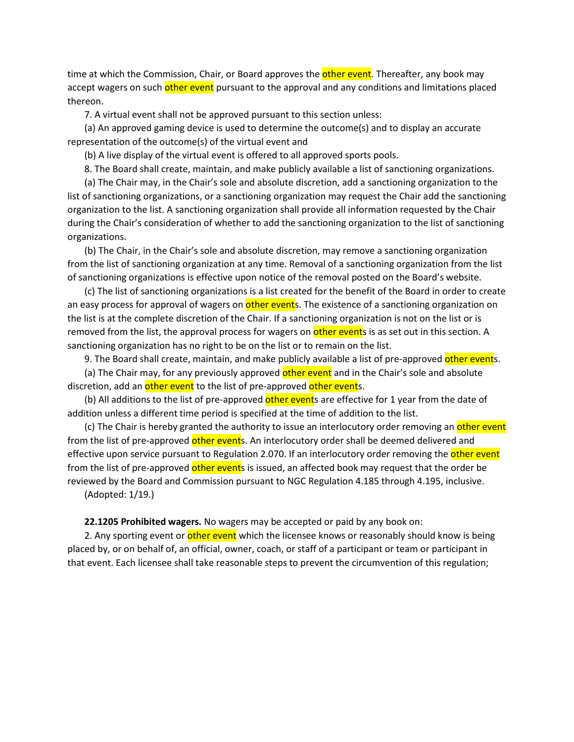time at which the Commission, Chair, or Board approves the other event. Thereafter, any book may accept wagers on such other event pursuant to the approval and any conditions and limitations placed thereon.

7. A virtual event shall not be approved pursuant to this section unless:

(a) An approved gaming device is used to determine the outcome(s) and to display an accurate representation of the outcome(s) of the virtual event and

(b) A live display of the virtual event is offered to all approved sports pools.

8. The Board shall create, maintain, and make publicly available a list of sanctioning organizations.

(a) The Chair may, in the Chair's sole and absolute discretion, add a sanctioning organization to the list of sanctioning organizations, or a sanctioning organization may request the Chair add the sanctioning organization to the list. A sanctioning organization shall provide all information requested by the Chair during the Chair's consideration of whether to add the sanctioning organization to the list of sanctioning organizations.

(b) The Chair, in the Chair's sole and absolute discretion, may remove a sanctioning organization from the list of sanctioning organization at any time. Removal of a sanctioning organization from the list of sanctioning organizations is effective upon notice of the removal posted on the Board's website.

(c) The list of sanctioning organizations is a list created for the benefit of the Board in order to create an easy process for approval of wagers on other events. The existence of a sanctioning organization on the list is at the complete discretion of the Chair. If a sanctioning organization is not on the list or is removed from the list, the approval process for wagers on other events is as set out in this section. A sanctioning organization has no right to be on the list or to remain on the list.

9. The Board shall create, maintain, and make publicly available a list of pre-approved other events.

(a) The Chair may, for any previously approved other event and in the Chair's sole and absolute discretion, add an other event to the list of pre-approved other events.

(b) All additions to the list of pre-approved other events are effective for 1 year from the date of addition unless a different time period is specified at the time of addition to the list.

(c) The Chair is hereby granted the authority to issue an interlocutory order removing an other event from the list of pre-approved other events. An interlocutory order shall be deemed delivered and effective upon service pursuant to Regulation 2.070. If an interlocutory order removing the other event from the list of pre-approved other events is issued, an affected book may request that the order be reviewed by the Board and Commission pursuant to NGC Regulation 4.185 through 4.195, inclusive.

(Adopted: 1/19.)

**22.1205 Prohibited wagers.** No wagers may be accepted or paid by any book on:

2. Any sporting event or other event which the licensee knows or reasonably should know is being placed by, or on behalf of, an official, owner, coach, or staff of a participant or team or participant in that event. Each licensee shall take reasonable steps to prevent the circumvention of this regulation;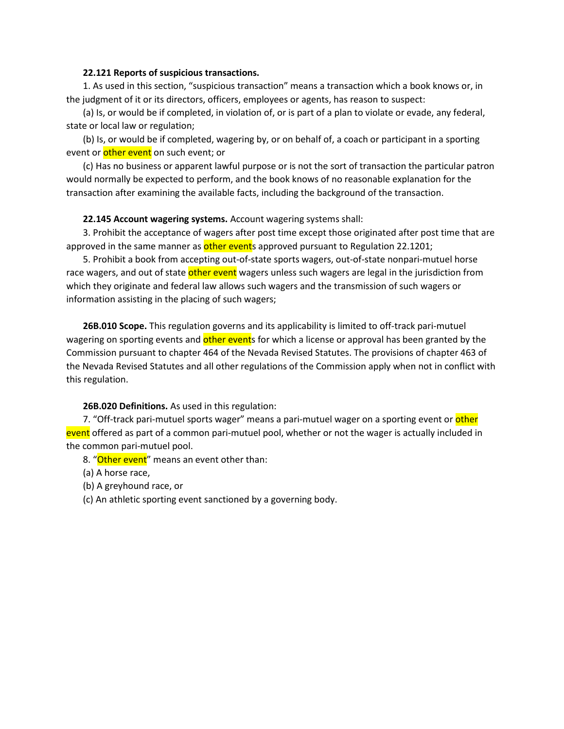**22.121 Reports of suspicious transactions.**

1. As used in this section, "suspicious transaction" means a transaction which a book knows or, in the judgment of it or its directors, officers, employees or agents, has reason to suspect:

(a) Is, or would be if completed, in violation of, or is part of a plan to violate or evade, any federal, state or local law or regulation;

(b) Is, or would be if completed, wagering by, or on behalf of, a coach or participant in a sporting event or other event on such event; or

(c) Has no business or apparent lawful purpose or is not the sort of transaction the particular patron would normally be expected to perform, and the book knows of no reasonable explanation for the transaction after examining the available facts, including the background of the transaction.

**22.145 Account wagering systems.** Account wagering systems shall:

3. Prohibit the acceptance of wagers after post time except those originated after post time that are approved in the same manner as other events approved pursuant to Regulation 22.1201;

5. Prohibit a book from accepting out-of-state sports wagers, out-of-state nonpari-mutuel horse race wagers, and out of state other event wagers unless such wagers are legal in the jurisdiction from which they originate and federal law allows such wagers and the transmission of such wagers or information assisting in the placing of such wagers;

**26B.010 Scope.** This regulation governs and its applicability is limited to off-track pari-mutuel wagering on sporting events and other events for which a license or approval has been granted by the Commission pursuant to chapter 464 of the Nevada Revised Statutes. The provisions of chapter 463 of the Nevada Revised Statutes and all other regulations of the Commission apply when not in conflict with this regulation.

**26B.020 Definitions.** As used in this regulation:

7. "Off-track pari-mutuel sports wager" means a pari-mutuel wager on a sporting event or other event offered as part of a common pari-mutuel pool, whether or not the wager is actually included in the common pari-mutuel pool.

8. "Other event" means an event other than:

(a) A horse race,

(b) A greyhound race, or

(c) An athletic sporting event sanctioned by a governing body.